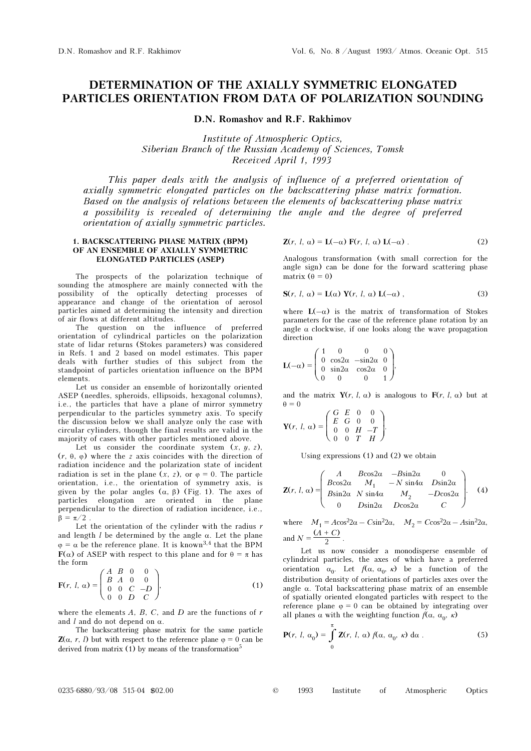# DETERMINATION OF THE AXIALLY SYMMETRIC ELONGATED PARTICLES ORIENTATION FROM DATA OF POLARIZATION SOUNDING

**D.N. Romashov and R.F. Rakhimov**

*Institute of Atmospheric Optics, Siberian Branch of the Russian Academy of Sciences, Tomsk*
*Received April 1, 1993*

*This paper deals with the analysis of influence of a preferred orientation of axially symmetric elongated particles on the backscattering phase matrix formation. Based on the analysis of relations between the elements of backscattering phase matrix a possibility is revealed of determining the angle and the degree of preferred orientation of axially symmetric particles.*

## 1. BACKSCATTERING PHASE MATRIX (BPM) OF AN ENSEMBLE OF AXIALLY SYMMETRIC ELONGATED PARTICLES (ASEP)

The prospects of the polarization technique of sounding the atmosphere are mainly connected with the possibility of the optically detecting processes of appearance and change of the orientation of aerosol particles aimed at determining the intensity and direction of air flows at different altitudes.

The question on the influence of preferred orientation of cylindrical particles on the polarization state of lidar returns (Stokes parameters) was considered in Refs. 1 and 2 based on model estimates. This paper deals with further studies of this subject from the standpoint of particles orientation influence on the BPM elements.

Let us consider an ensemble of horizontally oriented ASEP (needles, spheroids, ellipsoids, hexagonal columns), i.e., the particles that have a plane of mirror symmetry perpendicular to the particles symmetry axis. To specify the discussion below we shall analyze only the case with circular cylinders, though the final results are valid in the majority of cases with other particles mentioned above.

Let us consider the coordinate system $(x, y, z)$, $(r, \theta, \varphi)$ where the $z$ axis coincides with the direction of radiation incidence and the polarization state of incident radiation is set in the plane $(x, z)$, or $\varphi = 0$. The particle orientation, i.e., the orientation of symmetry axis, is given by the polar angles $(\alpha, \beta)$ (Fig. 1). The axes of particles elongation are oriented in the plane perpendicular to the direction of radiation incidence, i.e., $\beta = \pi/2$.

Let the orientation of the cylinder with the radius $r$ and length $l$ be determined by the angle $\alpha$. Let the plane $\varphi = \alpha$ be the reference plane. It is known[3,4] that the BPM $\mathbf{F}(\alpha)$ of ASEP with respect to this plane and for $\theta = \pi$ has the form

$$\mathbf{F}(r, l, \alpha) = \begin{pmatrix} A & B & 0 & 0 \\ B & A & 0 & 0 \\ 0 & 0 & C & -D \\ 0 & 0 & D & C \end{pmatrix}, \tag{1}$$

where the elements $A$, $B$, $C$, and $D$ are the functions of $r$ and $l$ and do not depend on $\alpha$.

The backscattering phase matrix for the same particle $\mathbf{Z}(\alpha, r, l)$ but with respect to the reference plane $\varphi = 0$ can be derived from matrix (1) by means of the transformation[5]

$$\mathbf{Z}(r, l, \alpha) = \mathbf{L}(-\alpha)\ \mathbf{F}(r, l, \alpha)\ \mathbf{L}(-\alpha)\ . \tag{2}$$

Analogous transformation (with small correction for the angle sign) can be done for the forward scattering phase matrix ($\theta = 0$)

$$\mathbf{S}(r, l, \alpha) = \mathbf{L}(\alpha)\ \mathbf{Y}(r, l, \alpha)\ \mathbf{L}(-\alpha)\ , \tag{3}$$

where $\mathbf{L}(-\alpha)$ is the matrix of transformation of Stokes parameters for the case of the reference plane rotation by an angle $\alpha$ clockwise, if one looks along the wave propagation direction

$$\mathbf{L}(-\alpha) = \begin{pmatrix} 1 & 0 & 0 & 0 \\ 0 & \cos 2\alpha & -\sin 2\alpha & 0 \\ 0 & \sin 2\alpha & \cos 2\alpha & 0 \\ 0 & 0 & 0 & 1 \end{pmatrix},$$

and the matrix $\mathbf{Y}(r, l, \alpha)$ is analogous to $\mathbf{F}(r, l, \alpha)$ but at $\theta = 0$

$$\mathbf{Y}(r, l, \alpha) = \begin{pmatrix} G & E & 0 & 0 \\ E & G & 0 & 0 \\ 0 & 0 & H & -T \\ 0 & 0 & T & H \end{pmatrix}.$$

Using expressions (1) and (2) we obtain

$$\mathbf{Z}(r, l, \alpha) = \begin{pmatrix} A & B\cos 2\alpha & -B\sin 2\alpha & 0 \\ B\cos 2\alpha & M_1 & -N\sin 4\alpha & D\sin 2\alpha \\ B\sin 2\alpha & N\sin 4\alpha & M_2 & -D\cos 2\alpha \\ 0 & D\sin 2\alpha & D\cos 2\alpha & C \end{pmatrix}. \tag{4}$$

where $M_1 = A\cos^2 2\alpha - C\sin^2 2\alpha$, $M_2 = C\cos^2 2\alpha - A\sin^2 2\alpha$, and $N = \dfrac{(A + C)}{2}$.

Let us now consider a monodisperse ensemble of cylindrical particles, the axes of which have a preferred orientation $\alpha_0$. Let $f(\alpha, \alpha_0, \kappa)$ be a function of the distribution density of orientations of particles axes over the angle $\alpha$. Total backscattering phase matrix of an ensemble of spatially oriented elongated particles with respect to the reference plane $\varphi = 0$ can be obtained by integrating over all planes $\alpha$ with the weighting function $f(\alpha, \alpha_0, \kappa)$

$$\mathbf{P}(r, l, \alpha_0) = \int_0^{\pi} \mathbf{Z}(r, l, \alpha)\ f(\alpha, \alpha_0, \kappa)\ d\alpha\ . \tag{5}$$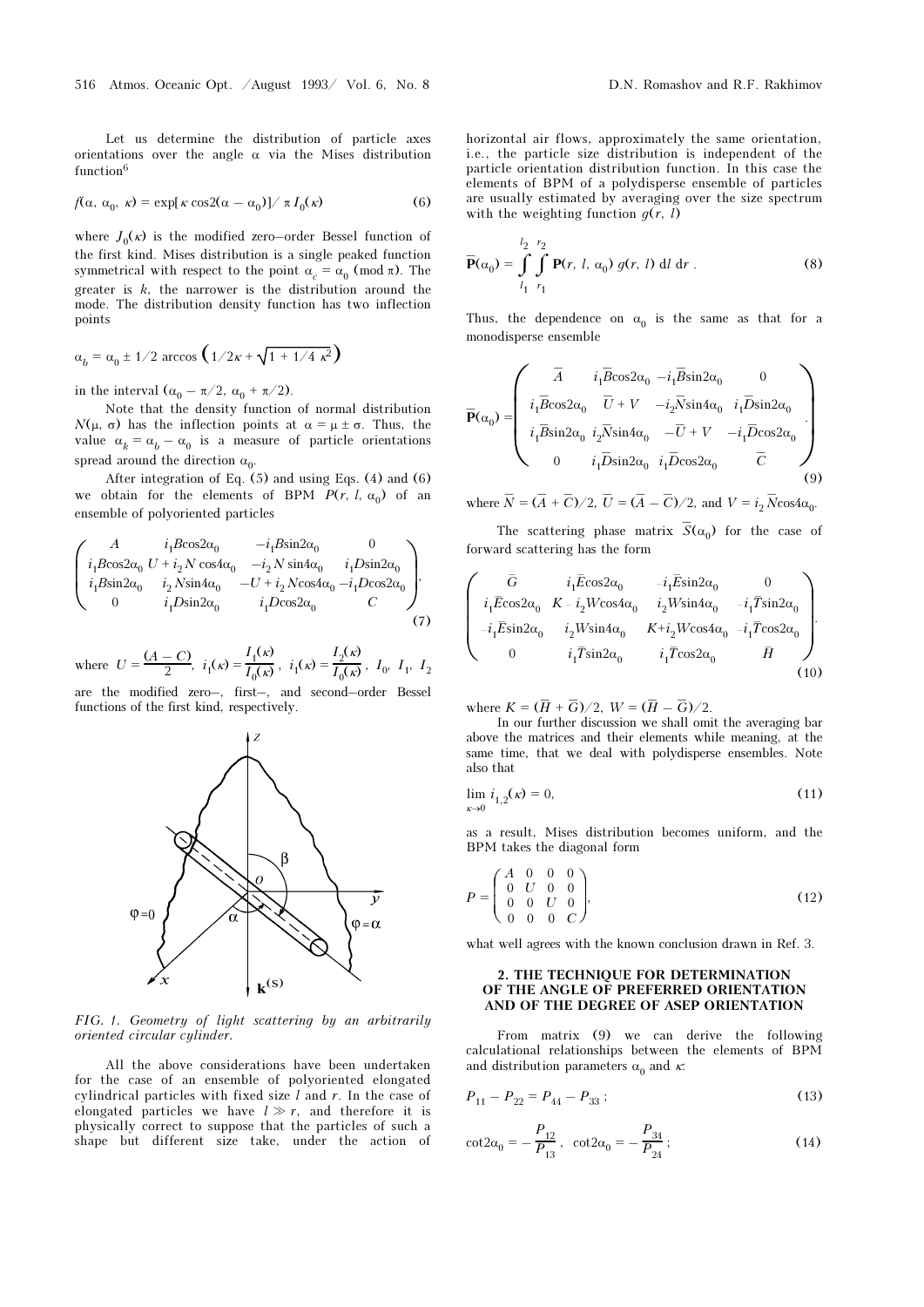Let us determine the distribution of particle axes orientations over the angle $\alpha$ via the Mises distribution function[6]

$$f(\alpha, \alpha_0, \kappa) = \exp[\kappa \cos 2(\alpha - \alpha_0)] / \pi I_0(\kappa) \qquad (6)$$

where $J_0(\kappa)$ is the modified zero–order Bessel function of the first kind. Mises distribution is a single peaked function symmetrical with respect to the point $\alpha_c = \alpha_0 \pmod \pi$. The greater is $k$, the narrower is the distribution around the mode. The distribution density function has two inflection points

$$\alpha_b = \alpha_0 \pm 1/2 \arccos \left(1/2\kappa + \sqrt{1 + 1/4\ \kappa^2}\right)$$

in the interval $(\alpha_0 - \pi/2,\ \alpha_0 + \pi/2)$.

Note that the density function of normal distribution $N(\mu, \sigma)$ has the inflection points at $\alpha = \mu \pm \sigma$. Thus, the value $\alpha_k = \alpha_b - \alpha_0$ is a measure of particle orientations spread around the direction $\alpha_0$.

After integration of Eq. (5) and using Eqs. (4) and (6) we obtain for the elements of BPM $P(r, l, \alpha_0)$ of an ensemble of polyoriented particles

$$\begin{pmatrix} A & i_1 B\cos 2\alpha_0 & -i_1 B\sin 2\alpha_0 & 0 \\ i_1 B\cos 2\alpha_0 & U + i_2 N\cos 4\alpha_0 & -i_2 N\sin 4\alpha_0 & i_1 D\sin 2\alpha_0 \\ i_1 B\sin 2\alpha_0 & i_2 N\sin 4\alpha_0 & -U + i_2 N\cos 4\alpha_0 & -i_1 D\cos 2\alpha_0 \\ 0 & i_1 D\sin 2\alpha_0 & i_1 D\cos 2\alpha_0 & C \end{pmatrix}, \qquad (7)$$

where $U = \dfrac{(A - C)}{2}$, $i_1(\kappa) = \dfrac{I_1(\kappa)}{I_0(\kappa)}$, $i_1(\kappa) = \dfrac{I_2(\kappa)}{I_0(\kappa)}$, $I_0$, $I_1$, $I_2$ are the modified zero–, first–, and second–order Bessel functions of the first kind, respectively.

*FIG. 1. Geometry of light scattering by an arbitrarily oriented circular cylinder.*

All the above considerations have been undertaken for the case of an ensemble of polyoriented elongated cylindrical particles with fixed size $l$ and $r$. In the case of elongated particles we have $l \gg r$, and therefore it is physically correct to suppose that the particles of such a shape but different size take, under the action of horizontal air flows, approximately the same orientation, i.e., the particle size distribution is independent of the particle orientation distribution function. In this case the elements of BPM of a polydisperse ensemble of particles are usually estimated by averaging over the size spectrum with the weighting function $g(r, l)$

$$\overline{\mathbf{P}}(\alpha_0) = \int\limits_{l_1}^{l_2} \int\limits_{r_1}^{r_2} \mathbf{P}(r, l, \alpha_0)\, g(r, l)\, dl\, dr\,. \qquad (8)$$

Thus, the dependence on $\alpha_0$ is the same as that for a monodisperse ensemble

$$\overline{\mathbf{P}}(\alpha_0) = \begin{pmatrix} \overline{A} & i_1\overline{B}\cos 2\alpha_0 & -i_1\overline{B}\sin 2\alpha_0 & 0 \\ i_1\overline{B}\cos 2\alpha_0 & \overline{U} + V & -i_2\overline{N}\sin 4\alpha_0 & i_1\overline{D}\sin 2\alpha_0 \\ i_1\overline{B}\sin 2\alpha_0 & i_2\overline{N}\sin 4\alpha_0 & -\overline{U} + V & -i_1\overline{D}\cos 2\alpha_0 \\ 0 & i_1\overline{D}\sin 2\alpha_0 & i_1\overline{D}\cos 2\alpha_0 & \overline{C} \end{pmatrix}. \qquad (9)$$

where $\overline{N} = (\overline{A} + \overline{C})/2$, $\overline{U} = (\overline{A} - \overline{C})/2$, and $V = i_2\overline{N}\cos 4\alpha_0$.

The scattering phase matrix $\overline{S}(\alpha_0)$ for the case of forward scattering has the form

$$\begin{pmatrix} \overline{G} & i_1\overline{E}\cos 2\alpha_0 & -i_1\overline{E}\sin 2\alpha_0 & 0 \\ i_1\overline{E}\cos 2\alpha_0 & K - i_2 W\cos 4\alpha_0 & i_2 W\sin 4\alpha_0 & -i_1\overline{T}\sin 2\alpha_0 \\ -i_1\overline{E}\sin 2\alpha_0 & i_2 W\sin 4\alpha_0 & K + i_2 W\cos 4\alpha_0 & -i_1\overline{T}\cos 2\alpha_0 \\ 0 & i_1\overline{T}\sin 2\alpha_0 & i_1\overline{T}\cos 2\alpha_0 & \overline{H} \end{pmatrix}. \qquad (10)$$

where $K = (\overline{H} + \overline{G})/2$, $W = (\overline{H} - \overline{G})/2$.

In our further discussion we shall omit the averaging bar above the matrices and their elements while meaning, at the same time, that we deal with polydisperse ensembles. Note also that

$$\lim_{\kappa \to 0} i_{1,2}(\kappa) = 0, \qquad (11)$$

as a result, Mises distribution becomes uniform, and the BPM takes the diagonal form

$$P = \begin{pmatrix} A & 0 & 0 & 0 \\ 0 & U & 0 & 0 \\ 0 & 0 & U & 0 \\ 0 & 0 & 0 & C \end{pmatrix}, \qquad (12)$$

what well agrees with the known conclusion drawn in Ref. 3.

## 2. THE TECHNIQUE FOR DETERMINATION OF THE ANGLE OF PREFERRED ORIENTATION AND OF THE DEGREE OF ASEP ORIENTATION

From matrix (9) we can derive the following calculational relationships between the elements of BPM and distribution parameters $\alpha_0$ and $\kappa$:

$$P_{11} - P_{22} = P_{44} - P_{33}\,; \qquad (13)$$

$$\cot 2\alpha_0 = -\frac{P_{12}}{P_{13}}, \quad \cot 2\alpha_0 = -\frac{P_{34}}{P_{24}}\,; \qquad (14)$$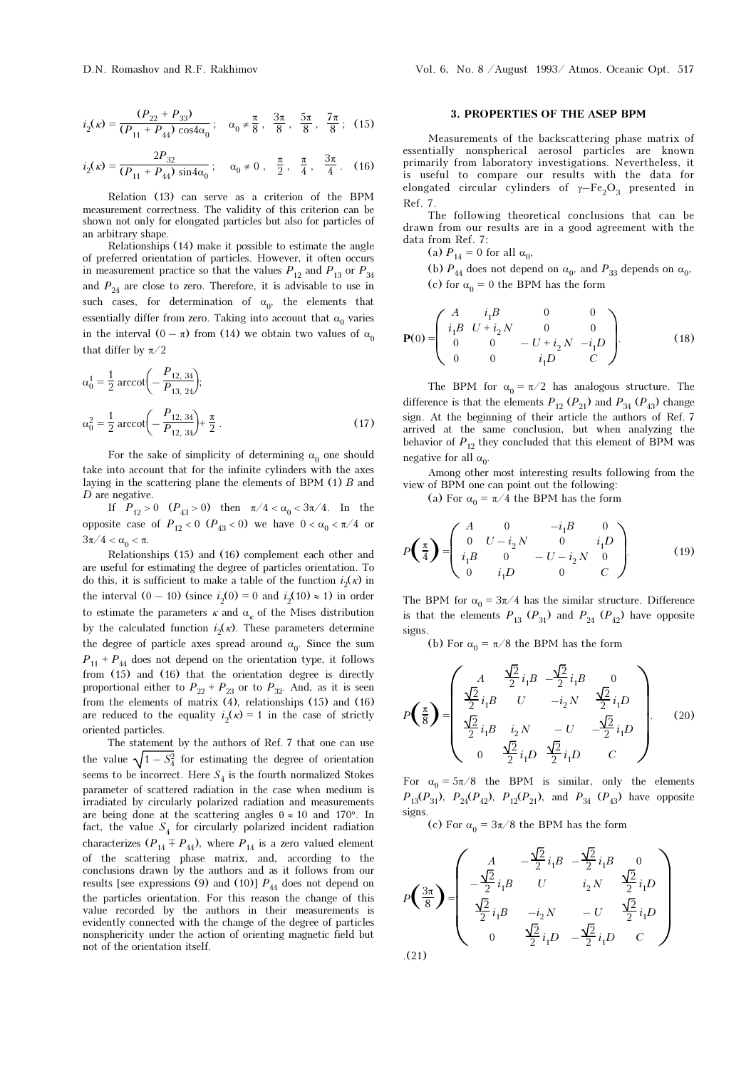$$i_2(\kappa) = \frac{(P_{22} + P_{33})}{(P_{11} + P_{44})\cos 4\alpha_0}\,; \quad \alpha_0 \neq \frac{\pi}{8},\ \frac{3\pi}{8},\ \frac{5\pi}{8},\ \frac{7\pi}{8}\,; \quad (15)$$

$$i_2(\kappa) = \frac{2P_{32}}{(P_{11} + P_{44})\sin 4\alpha_0}\,; \quad \alpha_0 \neq 0,\ \frac{\pi}{2},\ \frac{\pi}{4},\ \frac{3\pi}{4}. \quad (16)$$

Relation (13) can serve as a criterion of the BPM measurement correctness. The validity of this criterion can be shown not only for elongated particles but also for particles of an arbitrary shape.

Relationships (14) make it possible to estimate the angle of preferred orientation of particles. However, it often occurs in measurement practice so that the values $P_{12}$ and $P_{13}$ or $P_{34}$ and $P_{24}$ are close to zero. Therefore, it is advisable to use in such cases, for determination of $\alpha_0$, the elements that essentially differ from zero. Taking into account that $\alpha_0$ varies in the interval $(0 - \pi)$ from (14) we obtain two values of $\alpha_0$ that differ by $\pi/2$

$$\alpha_0^1 = \frac{1}{2}\,\mathrm{arccot}\left(-\frac{P_{12,\,34}}{P_{13,\,24}}\right);$$

$$\alpha_0^2 = \frac{1}{2}\,\mathrm{arccot}\left(-\frac{P_{12,\,34}}{P_{12,\,34}}\right) + \frac{\pi}{2}\,. \quad (17)$$

For the sake of simplicity of determining $\alpha_0$ one should take into account that for the infinite cylinders with the axes laying in the scattering plane the elements of BPM (1) $B$ and $D$ are negative.

If $P_{12} > 0$ $(P_{43} > 0)$ then $\pi/4 < \alpha_0 < 3\pi/4$. In the opposite case of $P_{12} < 0$ $(P_{43} < 0)$ we have $0 < \alpha_0 < \pi/4$ or $3\pi/4 < \alpha_0 < \pi$.

Relationships (15) and (16) complement each other and are useful for estimating the degree of particles orientation. To do this, it is sufficient to make a table of the function $i_2(\kappa)$ in the interval $(0 - 10)$ (since $i_2(0) = 0$ and $i_2(10) \approx 1$) in order to estimate the parameters $\kappa$ and $\alpha_\kappa$ of the Mises distribution by the calculated function $i_2(\kappa)$. These parameters determine the degree of particle axes spread around $\alpha_0$. Since the sum $P_{11} + P_{44}$ does not depend on the orientation type, it follows from (15) and (16) that the orientation degree is directly proportional either to $P_{22} + P_{23}$ or to $P_{32}$. And, as it is seen from the elements of matrix (4), relationships (15) and (16) are reduced to the equality $i_2(\kappa) = 1$ in the case of strictly oriented particles.

The statement by the authors of Ref. 7 that one can use the value $\sqrt{1 - S_4^2}$ for estimating the degree of orientation seems to be incorrect. Here $S_4$ is the fourth normalized Stokes parameter of scattered radiation in the case when medium is irradiated by circularly polarized radiation and measurements are being done at the scattering angles $\theta \approx 10$ and 170°. In fact, the value $S_4$ for circularly polarized incident radiation characterizes $(P_{14} \mp P_{44})$, where $P_{14}$ is a zero valued element of the scattering phase matrix, and, according to the conclusions drawn by the authors and as it follows from our results [see expressions (9) and (10)] $P_{44}$ does not depend on the particles orientation. For this reason the change of this value recorded by the authors in their measurements is evidently connected with the change of the degree of particles nonsphericity under the action of orienting magnetic field but not of the orientation itself.

## 3. PROPERTIES OF THE ASEP BPM

Measurements of the backscattering phase matrix of essentially nonspherical aerosol particles are known primarily from laboratory investigations. Nevertheless, it is useful to compare our results with the data for elongated circular cylinders of $\gamma{-}Fe_2O_3$ presented in Ref. 7.

The following theoretical conclusions that can be drawn from our results are in a good agreement with the data from Ref. 7:

(a) $P_{14} = 0$ for all $\alpha_0$,

(b) $P_{44}$ does not depend on $\alpha_0$, and $P_{33}$ depends on $\alpha_0$,

(c) for $\alpha_0 = 0$ the BPM has the form

$$\mathbf{P}(0) = \begin{pmatrix} A & i_1 B & 0 & 0 \\ i_1 B & U + i_2 N & 0 & 0 \\ 0 & 0 & -U + i_2 N & -i_1 D \\ 0 & 0 & i_1 D & C \end{pmatrix}. \quad (18)$$

The BPM for $\alpha_0 = \pi/2$ has analogous structure. The difference is that the elements $P_{12}$ $(P_{21})$ and $P_{34}$ $(P_{43})$ change sign. At the beginning of their article the authors of Ref. 7 arrived at the same conclusion, but when analyzing the behavior of $P_{12}$ they concluded that this element of BPM was negative for all $\alpha_0$.

Among other most interesting results following from the view of BPM one can point out the following:

(a) For $\alpha_0 = \pi/4$ the BPM has the form

$$P\left(\frac{\pi}{4}\right) = \begin{pmatrix} A & 0 & -i_1 B & 0 \\ 0 & U - i_2 N & 0 & i_1 D \\ i_1 B & 0 & -U - i_2 N & 0 \\ 0 & i_1 D & 0 & C \end{pmatrix}. \quad (19)$$

The BPM for $\alpha_0 = 3\pi/4$ has the similar structure. Difference is that the elements $P_{13}$ $(P_{31})$ and $P_{24}$ $(P_{42})$ have opposite signs.

(b) For $\alpha_0 = \pi/8$ the BPM has the form

$$P\left(\frac{\pi}{8}\right) = \begin{pmatrix} A & \frac{\sqrt{2}}{2} i_1 B & -\frac{\sqrt{2}}{2} i_1 B & 0 \\ \frac{\sqrt{2}}{2} i_1 B & U & -i_2 N & \frac{\sqrt{2}}{2} i_1 D \\ \frac{\sqrt{2}}{2} i_1 B & i_2 N & -U & -\frac{\sqrt{2}}{2} i_1 D \\ 0 & \frac{\sqrt{2}}{2} i_1 D & \frac{\sqrt{2}}{2} i_1 D & C \end{pmatrix}. \quad (20)$$

For $\alpha_0 = 5\pi/8$ the BPM is similar, only the elements $P_{13}(P_{31})$, $P_{24}(P_{42})$, $P_{12}(P_{21})$, and $P_{34}$ $(P_{43})$ have opposite signs.

(c) For $\alpha_0 = 3\pi/8$ the BPM has the form

$$P\left(\frac{3\pi}{8}\right) = \begin{pmatrix} A & -\frac{\sqrt{2}}{2} i_1 B & -\frac{\sqrt{2}}{2} i_1 B & 0 \\ -\frac{\sqrt{2}}{2} i_1 B & U & i_2 N & \frac{\sqrt{2}}{2} i_1 D \\ \frac{\sqrt{2}}{2} i_1 B & -i_2 N & -U & \frac{\sqrt{2}}{2} i_1 D \\ 0 & \frac{\sqrt{2}}{2} i_1 D & -\frac{\sqrt{2}}{2} i_1 D & C \end{pmatrix}$$

.(21)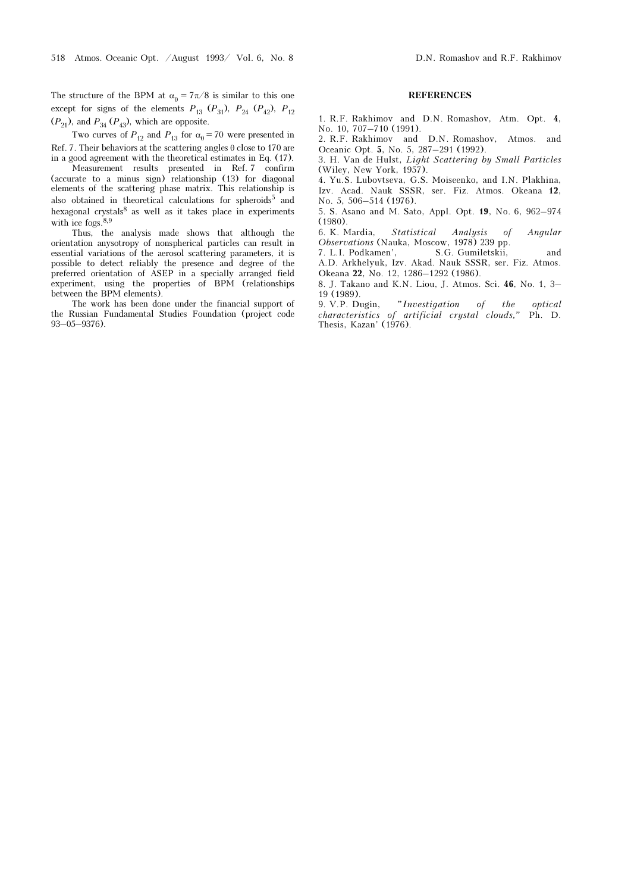The structure of the BPM at $\alpha_0 = 7\pi/8$ is similar to this one except for signs of the elements $P_{13}$ ($P_{31}$), $P_{24}$ ($P_{42}$), $P_{12}$ ($P_{21}$), and $P_{34}$ ($P_{43}$), which are opposite.

Two curves of $P_{12}$ and $P_{13}$ for $\alpha_0 = 70$ were presented in Ref. 7. Their behaviors at the scattering angles θ close to 170 are in a good agreement with the theoretical estimates in Eq. (17).

Measurement results presented in Ref. 7 confirm (accurate to a minus sign) relationship (13) for diagonal elements of the scattering phase matrix. This relationship is also obtained in theoretical calculations for spheroids[5] and hexagonal crystals[8] as well as it takes place in experiments with ice fogs.[8,9]

Thus, the analysis made shows that although the orientation anysotropy of nonspherical particles can result in essential variations of the aerosol scattering parameters, it is possible to detect reliably the presence and degree of the preferred orientation of ASEP in a specially arranged field experiment, using the properties of BPM (relationships between the BPM elements).

The work has been done under the financial support of the Russian Fundamental Studies Foundation (project code 93–05–9376).

## REFERENCES

1. R.F. Rakhimov and D.N. Romashov, Atm. Opt. **4**, No. 10, 707–710 (1991).
2. R.F. Rakhimov and D.N. Romashov, Atmos. and Oceanic Opt. **5**, No. 5, 287–291 (1992).
3. H. Van de Hulst, *Light Scattering by Small Particles* (Wiley, New York, 1957).
4. Yu.S. Lubovtseva, G.S. Moiseenko, and I.N. Plakhina, Izv. Acad. Nauk SSSR, ser. Fiz. Atmos. Okeana **12**, No. 5, 506–514 (1976).
5. S. Asano and M. Sato, Appl. Opt. **19**, No. 6, 962–974 (1980).
6. K. Mardia, *Statistical Analysis of Angular Observations* (Nauka, Moscow, 1978) 239 pp.
7. L.I. Podkamen', S.G. Gumiletskii, and A.D. Arkhelyuk, Izv. Akad. Nauk SSSR, ser. Fiz. Atmos. Okeana **22**, No. 12, 1286–1292 (1986).
8. J. Takano and K.N. Liou, J. Atmos. Sci. **46**, No. 1, 3–19 (1989).
9. V.P. Dugin, *"Investigation of the optical characteristics of artificial crystal clouds,"* Ph. D. Thesis, Kazan' (1976).